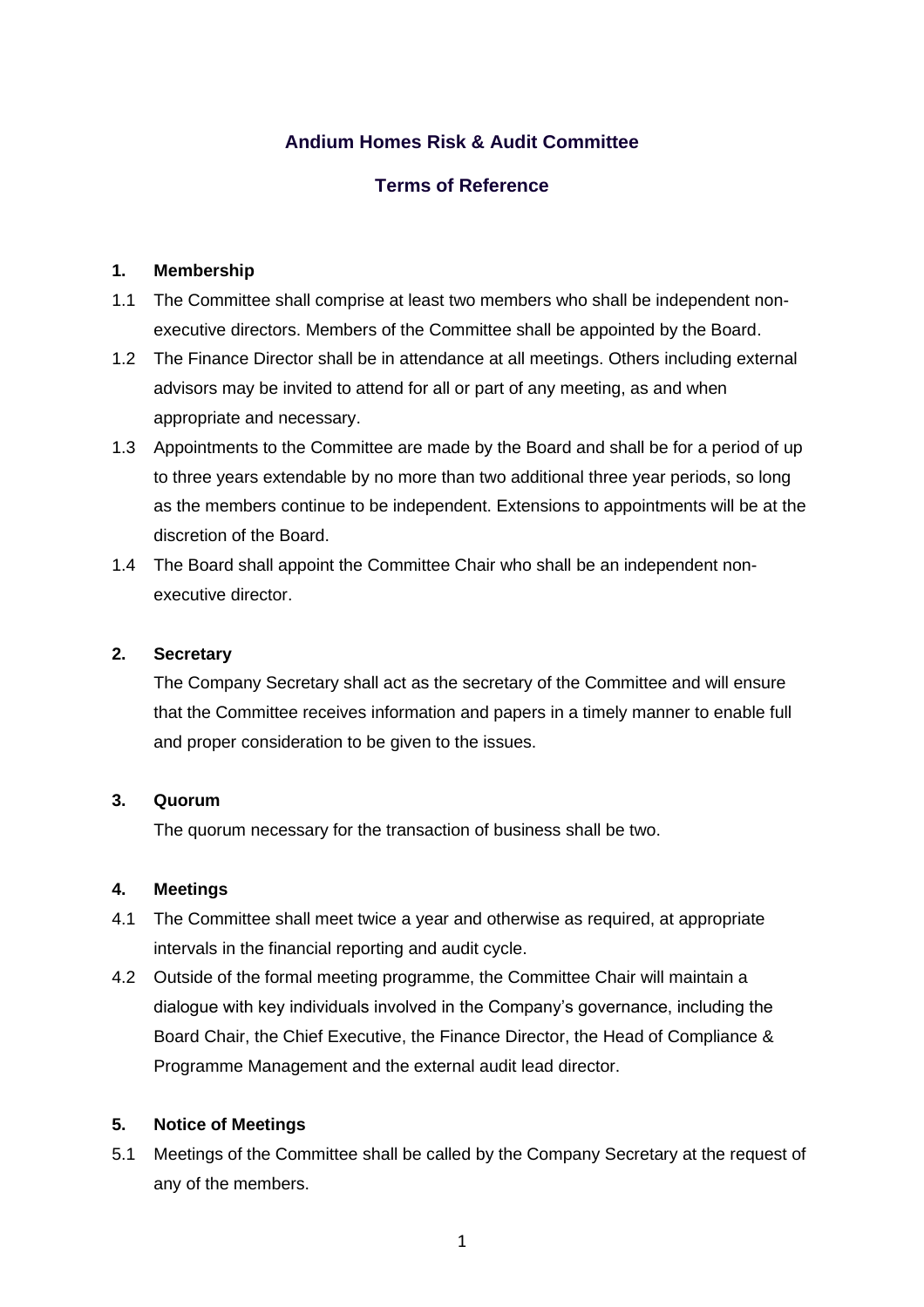# Andium Homes Risk & Audit Committee

## Terms of Reference

### 1. Membership

1.1 The Committee shall comprise at least two members who shall be independent non-executive directors. Members of the Committee shall be appointed by the Board.

1.2 The Finance Director shall be in attendance at all meetings. Others including external advisors may be invited to attend for all or part of any meeting, as and when appropriate and necessary.

1.3 Appointments to the Committee are made by the Board and shall be for a period of up to three years extendable by no more than two additional three year periods, so long as the members continue to be independent. Extensions to appointments will be at the discretion of the Board.

1.4 The Board shall appoint the Committee Chair who shall be an independent non-executive director.

### 2. Secretary

The Company Secretary shall act as the secretary of the Committee and will ensure that the Committee receives information and papers in a timely manner to enable full and proper consideration to be given to the issues.

### 3. Quorum

The quorum necessary for the transaction of business shall be two.

### 4. Meetings

4.1 The Committee shall meet twice a year and otherwise as required, at appropriate intervals in the financial reporting and audit cycle.

4.2 Outside of the formal meeting programme, the Committee Chair will maintain a dialogue with key individuals involved in the Company's governance, including the Board Chair, the Chief Executive, the Finance Director, the Head of Compliance & Programme Management and the external audit lead director.

### 5. Notice of Meetings

5.1 Meetings of the Committee shall be called by the Company Secretary at the request of any of the members.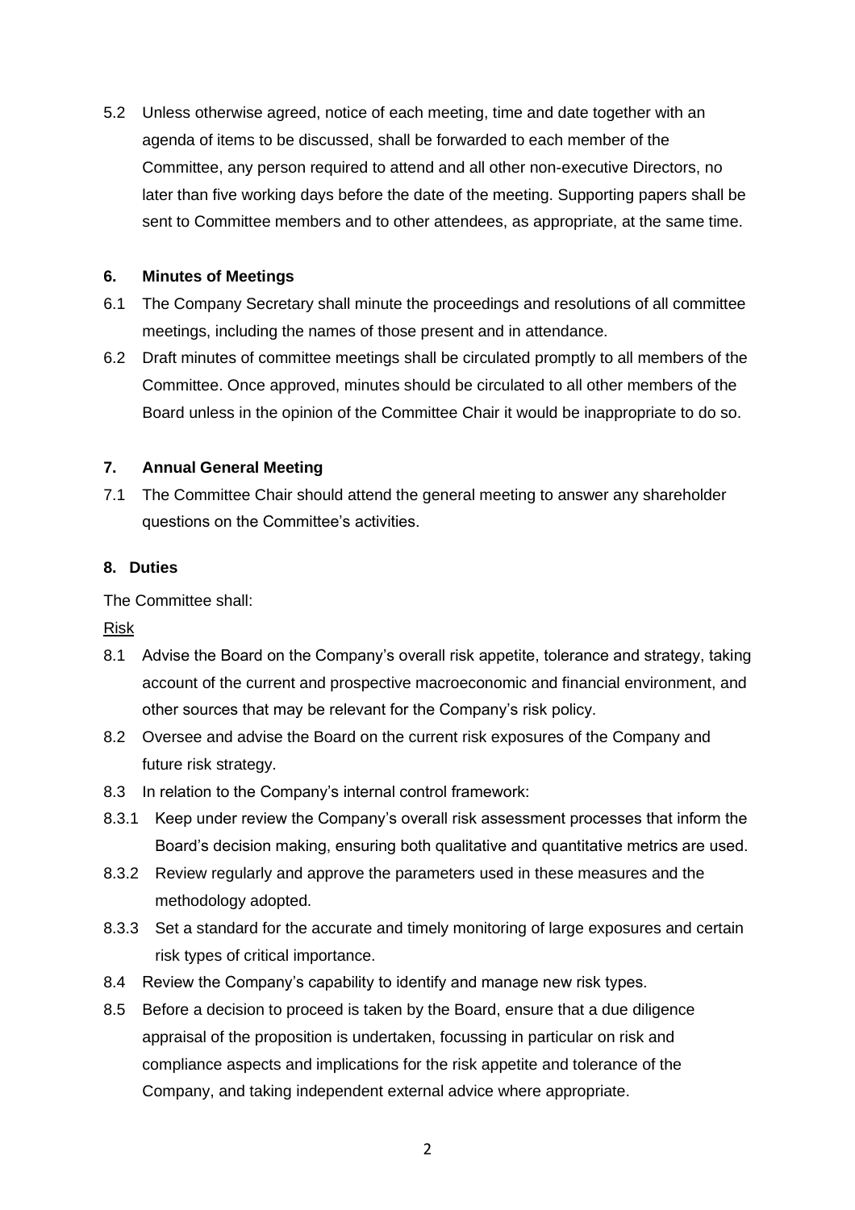5.2 Unless otherwise agreed, notice of each meeting, time and date together with an agenda of items to be discussed, shall be forwarded to each member of the Committee, any person required to attend and all other non-executive Directors, no later than five working days before the date of the meeting. Supporting papers shall be sent to Committee members and to other attendees, as appropriate, at the same time.

## 6. Minutes of Meetings

6.1 The Company Secretary shall minute the proceedings and resolutions of all committee meetings, including the names of those present and in attendance.

6.2 Draft minutes of committee meetings shall be circulated promptly to all members of the Committee. Once approved, minutes should be circulated to all other members of the Board unless in the opinion of the Committee Chair it would be inappropriate to do so.

## 7. Annual General Meeting

7.1 The Committee Chair should attend the general meeting to answer any shareholder questions on the Committee's activities.

## 8. Duties

The Committee shall:

<u>Risk</u>

8.1 Advise the Board on the Company's overall risk appetite, tolerance and strategy, taking account of the current and prospective macroeconomic and financial environment, and other sources that may be relevant for the Company's risk policy.

8.2 Oversee and advise the Board on the current risk exposures of the Company and future risk strategy.

8.3 In relation to the Company's internal control framework:

8.3.1 Keep under review the Company's overall risk assessment processes that inform the Board's decision making, ensuring both qualitative and quantitative metrics are used.

8.3.2 Review regularly and approve the parameters used in these measures and the methodology adopted.

8.3.3 Set a standard for the accurate and timely monitoring of large exposures and certain risk types of critical importance.

8.4 Review the Company's capability to identify and manage new risk types.

8.5 Before a decision to proceed is taken by the Board, ensure that a due diligence appraisal of the proposition is undertaken, focussing in particular on risk and compliance aspects and implications for the risk appetite and tolerance of the Company, and taking independent external advice where appropriate.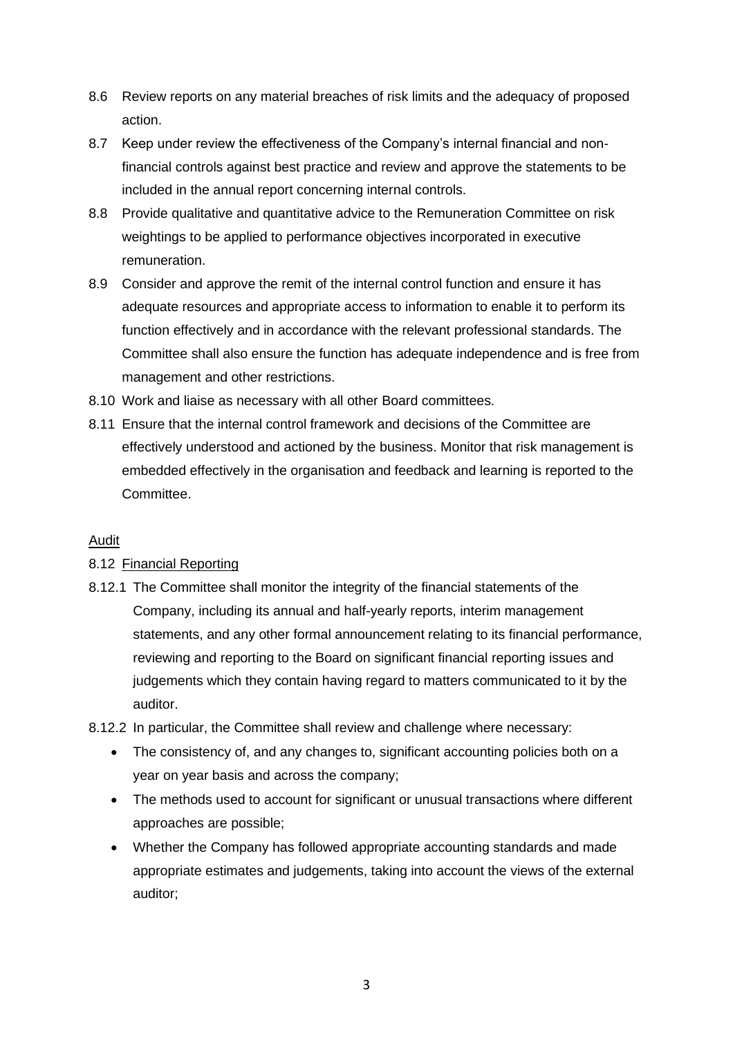8.6 Review reports on any material breaches of risk limits and the adequacy of proposed action.

8.7 Keep under review the effectiveness of the Company's internal financial and non-financial controls against best practice and review and approve the statements to be included in the annual report concerning internal controls.

8.8 Provide qualitative and quantitative advice to the Remuneration Committee on risk weightings to be applied to performance objectives incorporated in executive remuneration.

8.9 Consider and approve the remit of the internal control function and ensure it has adequate resources and appropriate access to information to enable it to perform its function effectively and in accordance with the relevant professional standards. The Committee shall also ensure the function has adequate independence and is free from management and other restrictions.

8.10 Work and liaise as necessary with all other Board committees.

8.11 Ensure that the internal control framework and decisions of the Committee are effectively understood and actioned by the business. Monitor that risk management is embedded effectively in the organisation and feedback and learning is reported to the Committee.

## Audit

### 8.12 Financial Reporting

8.12.1 The Committee shall monitor the integrity of the financial statements of the Company, including its annual and half-yearly reports, interim management statements, and any other formal announcement relating to its financial performance, reviewing and reporting to the Board on significant financial reporting issues and judgements which they contain having regard to matters communicated to it by the auditor.

8.12.2 In particular, the Committee shall review and challenge where necessary:

- The consistency of, and any changes to, significant accounting policies both on a year on year basis and across the company;
- The methods used to account for significant or unusual transactions where different approaches are possible;
- Whether the Company has followed appropriate accounting standards and made appropriate estimates and judgements, taking into account the views of the external auditor;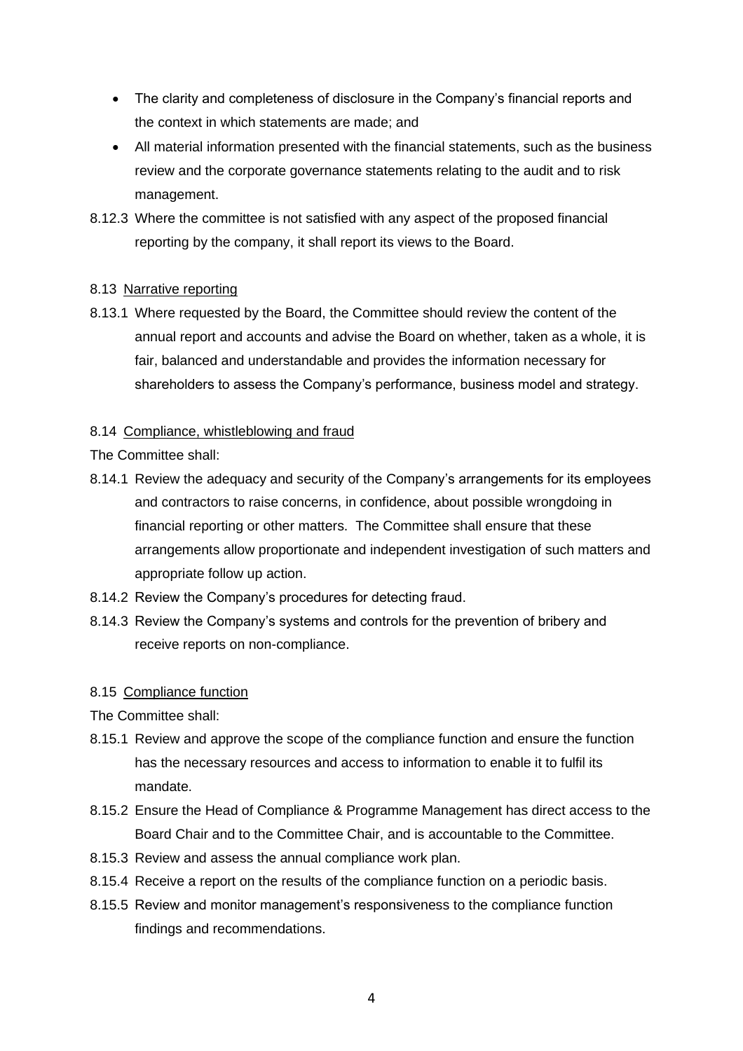- The clarity and completeness of disclosure in the Company's financial reports and the context in which statements are made; and
- All material information presented with the financial statements, such as the business review and the corporate governance statements relating to the audit and to risk management.

8.12.3 Where the committee is not satisfied with any aspect of the proposed financial reporting by the company, it shall report its views to the Board.

8.13 Narrative reporting

8.13.1 Where requested by the Board, the Committee should review the content of the annual report and accounts and advise the Board on whether, taken as a whole, it is fair, balanced and understandable and provides the information necessary for shareholders to assess the Company's performance, business model and strategy.

8.14 Compliance, whistleblowing and fraud

The Committee shall:

8.14.1 Review the adequacy and security of the Company's arrangements for its employees and contractors to raise concerns, in confidence, about possible wrongdoing in financial reporting or other matters. The Committee shall ensure that these arrangements allow proportionate and independent investigation of such matters and appropriate follow up action.

8.14.2 Review the Company's procedures for detecting fraud.

8.14.3 Review the Company's systems and controls for the prevention of bribery and receive reports on non-compliance.

8.15 Compliance function

The Committee shall:

8.15.1 Review and approve the scope of the compliance function and ensure the function has the necessary resources and access to information to enable it to fulfil its mandate.

8.15.2 Ensure the Head of Compliance & Programme Management has direct access to the Board Chair and to the Committee Chair, and is accountable to the Committee.

8.15.3 Review and assess the annual compliance work plan.

8.15.4 Receive a report on the results of the compliance function on a periodic basis.

8.15.5 Review and monitor management's responsiveness to the compliance function findings and recommendations.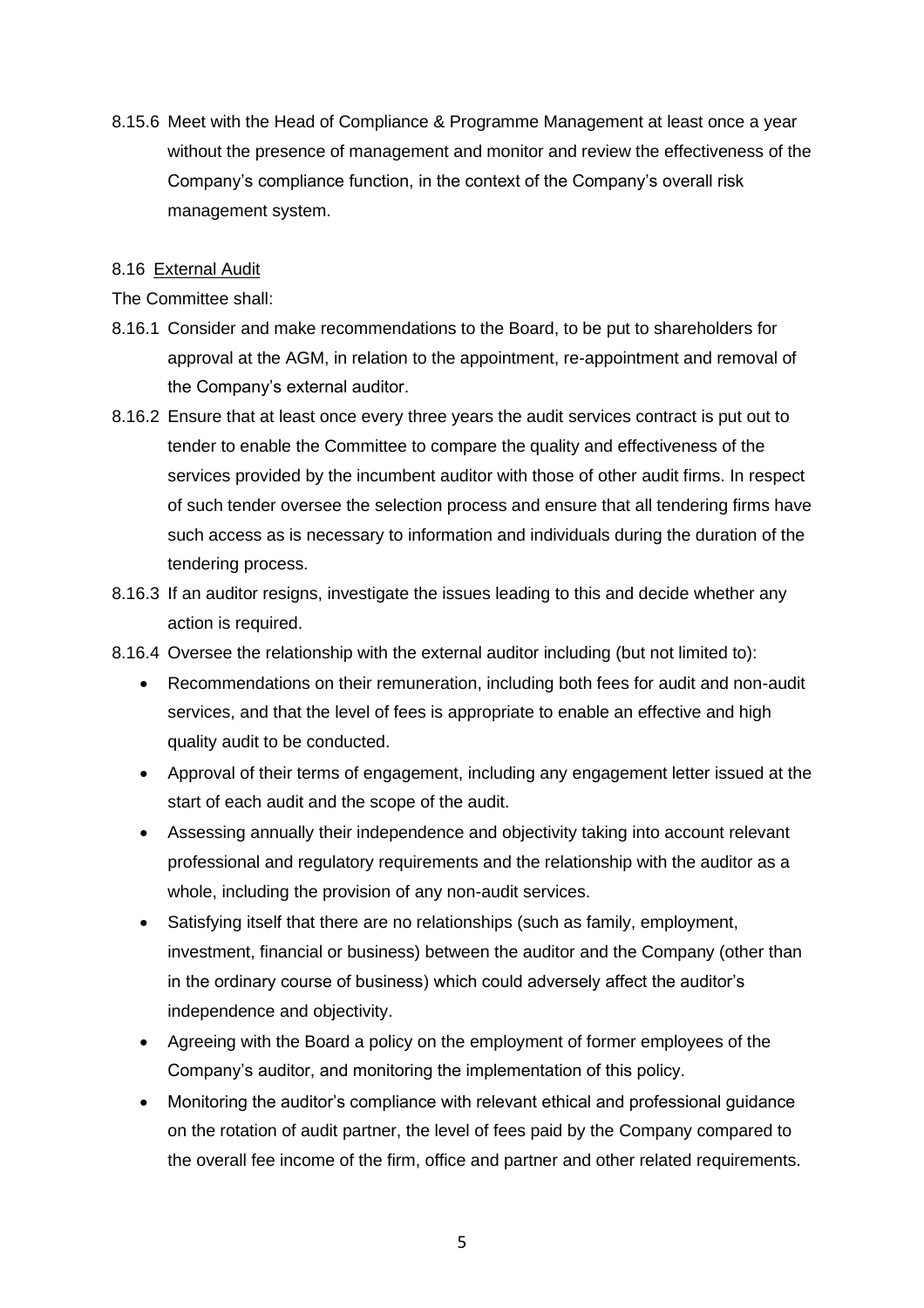8.15.6 Meet with the Head of Compliance & Programme Management at least once a year without the presence of management and monitor and review the effectiveness of the Company's compliance function, in the context of the Company's overall risk management system.

8.16 External Audit

The Committee shall:

8.16.1 Consider and make recommendations to the Board, to be put to shareholders for approval at the AGM, in relation to the appointment, re-appointment and removal of the Company's external auditor.

8.16.2 Ensure that at least once every three years the audit services contract is put out to tender to enable the Committee to compare the quality and effectiveness of the services provided by the incumbent auditor with those of other audit firms. In respect of such tender oversee the selection process and ensure that all tendering firms have such access as is necessary to information and individuals during the duration of the tendering process.

8.16.3 If an auditor resigns, investigate the issues leading to this and decide whether any action is required.

8.16.4 Oversee the relationship with the external auditor including (but not limited to):

- Recommendations on their remuneration, including both fees for audit and non-audit services, and that the level of fees is appropriate to enable an effective and high quality audit to be conducted.
- Approval of their terms of engagement, including any engagement letter issued at the start of each audit and the scope of the audit.
- Assessing annually their independence and objectivity taking into account relevant professional and regulatory requirements and the relationship with the auditor as a whole, including the provision of any non-audit services.
- Satisfying itself that there are no relationships (such as family, employment, investment, financial or business) between the auditor and the Company (other than in the ordinary course of business) which could adversely affect the auditor's independence and objectivity.
- Agreeing with the Board a policy on the employment of former employees of the Company's auditor, and monitoring the implementation of this policy.
- Monitoring the auditor's compliance with relevant ethical and professional guidance on the rotation of audit partner, the level of fees paid by the Company compared to the overall fee income of the firm, office and partner and other related requirements.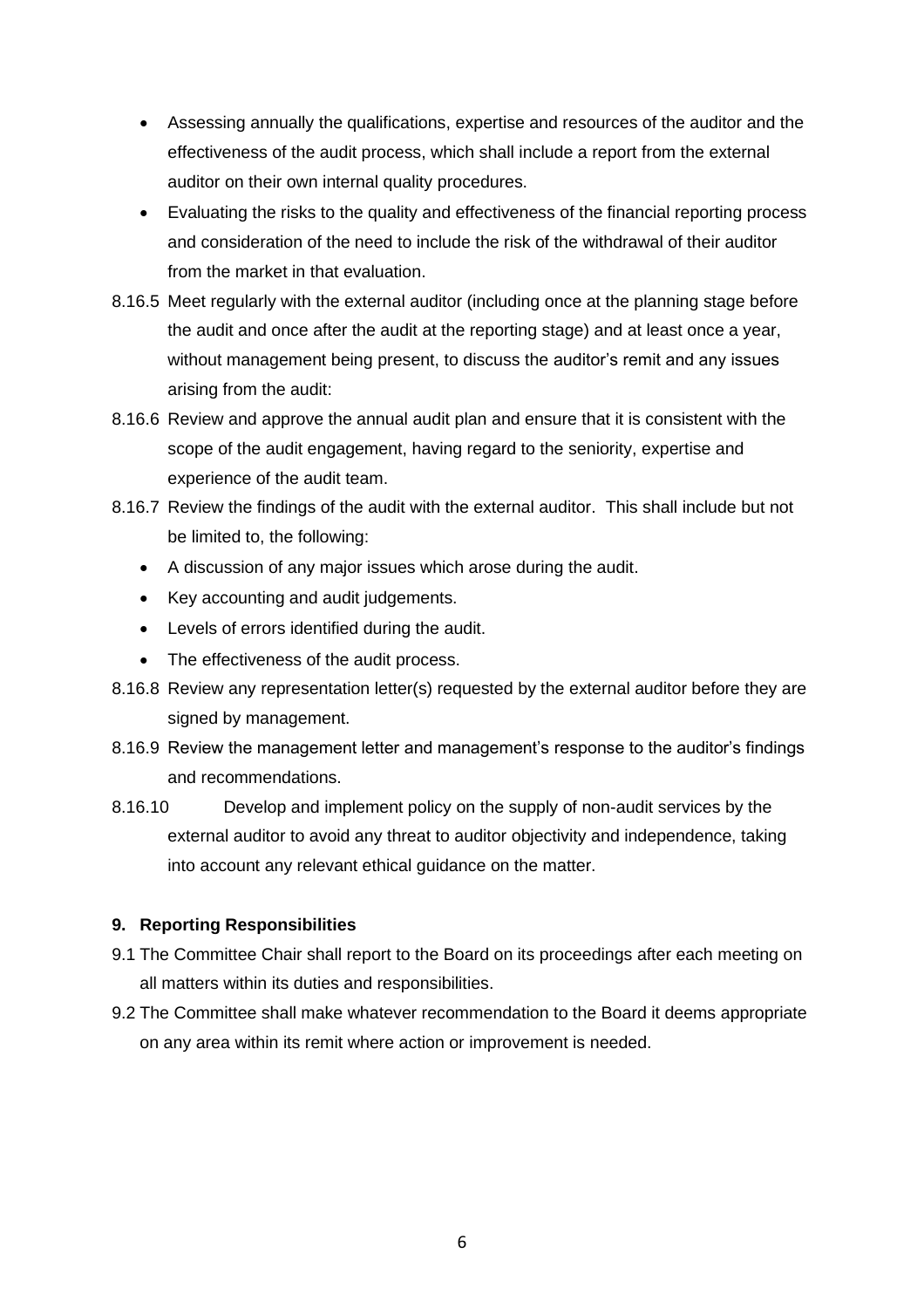- Assessing annually the qualifications, expertise and resources of the auditor and the effectiveness of the audit process, which shall include a report from the external auditor on their own internal quality procedures.
- Evaluating the risks to the quality and effectiveness of the financial reporting process and consideration of the need to include the risk of the withdrawal of their auditor from the market in that evaluation.

8.16.5 Meet regularly with the external auditor (including once at the planning stage before the audit and once after the audit at the reporting stage) and at least once a year, without management being present, to discuss the auditor's remit and any issues arising from the audit:

8.16.6 Review and approve the annual audit plan and ensure that it is consistent with the scope of the audit engagement, having regard to the seniority, expertise and experience of the audit team.

8.16.7 Review the findings of the audit with the external auditor. This shall include but not be limited to, the following:

- A discussion of any major issues which arose during the audit.
- Key accounting and audit judgements.
- Levels of errors identified during the audit.
- The effectiveness of the audit process.

8.16.8 Review any representation letter(s) requested by the external auditor before they are signed by management.

8.16.9 Review the management letter and management's response to the auditor's findings and recommendations.

8.16.10 Develop and implement policy on the supply of non-audit services by the external auditor to avoid any threat to auditor objectivity and independence, taking into account any relevant ethical guidance on the matter.

**9. Reporting Responsibilities**

9.1 The Committee Chair shall report to the Board on its proceedings after each meeting on all matters within its duties and responsibilities.

9.2 The Committee shall make whatever recommendation to the Board it deems appropriate on any area within its remit where action or improvement is needed.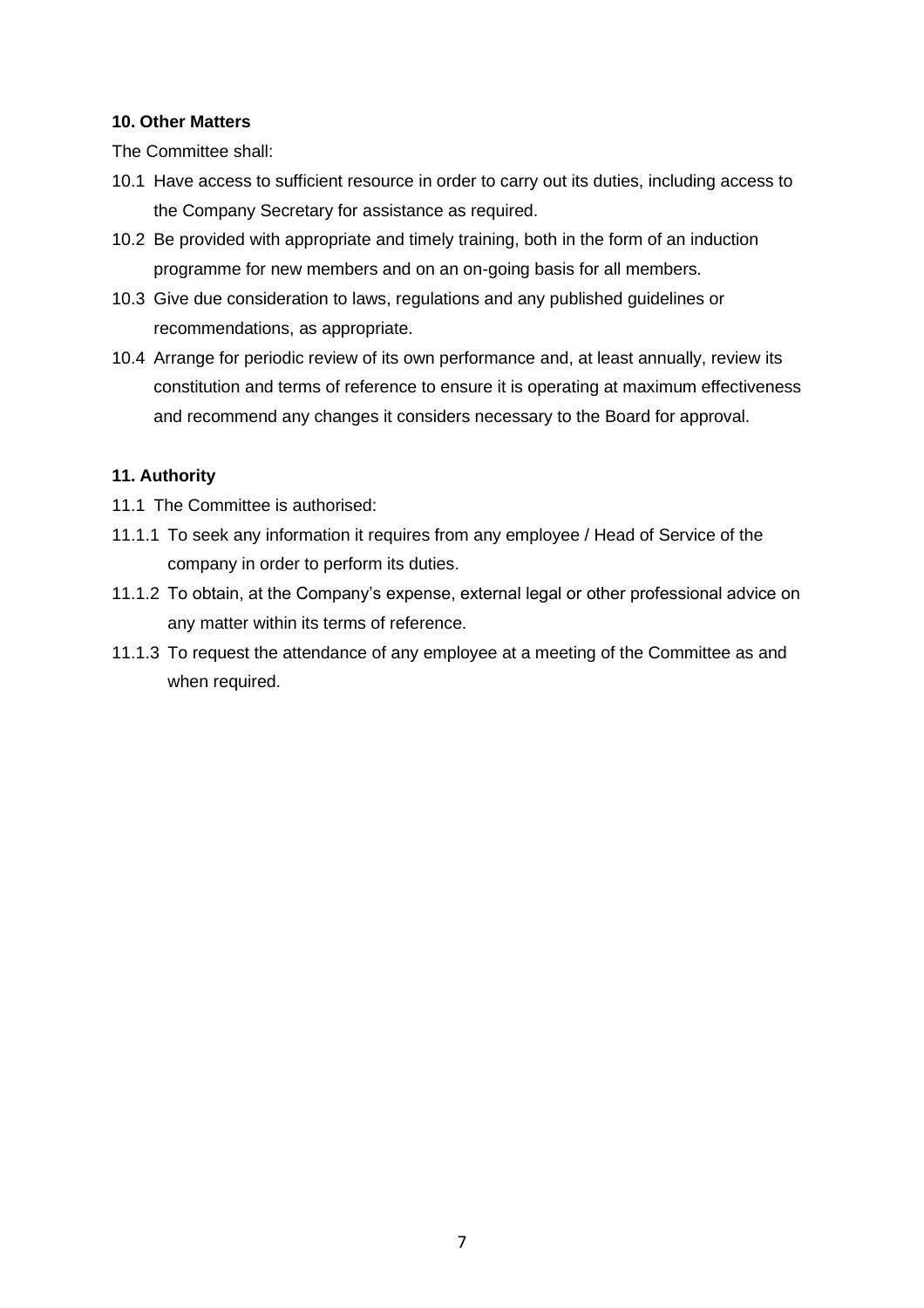**10. Other Matters**

The Committee shall:

10.1 Have access to sufficient resource in order to carry out its duties, including access to the Company Secretary for assistance as required.

10.2 Be provided with appropriate and timely training, both in the form of an induction programme for new members and on an on-going basis for all members.

10.3 Give due consideration to laws, regulations and any published guidelines or recommendations, as appropriate.

10.4 Arrange for periodic review of its own performance and, at least annually, review its constitution and terms of reference to ensure it is operating at maximum effectiveness and recommend any changes it considers necessary to the Board for approval.

**11. Authority**

11.1 The Committee is authorised:

11.1.1 To seek any information it requires from any employee / Head of Service of the company in order to perform its duties.

11.1.2 To obtain, at the Company's expense, external legal or other professional advice on any matter within its terms of reference.

11.1.3 To request the attendance of any employee at a meeting of the Committee as and when required.